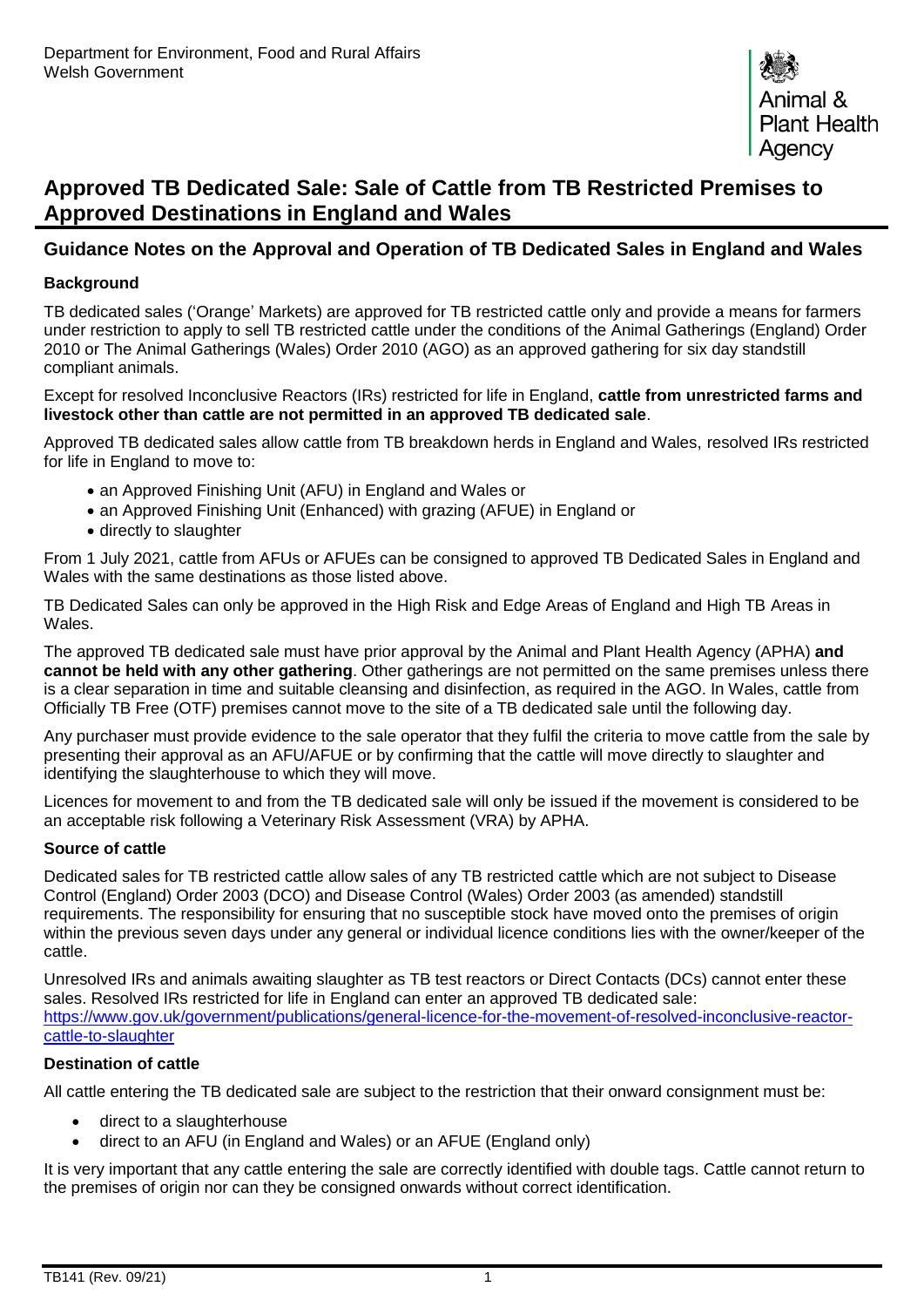Department for Environment, Food and Rural Affairs
Welsh Government

Animal & Plant Health Agency

# Approved TB Dedicated Sale: Sale of Cattle from TB Restricted Premises to Approved Destinations in England and Wales

## Guidance Notes on the Approval and Operation of TB Dedicated Sales in England and Wales

### Background

TB dedicated sales ('Orange' Markets) are approved for TB restricted cattle only and provide a means for farmers under restriction to apply to sell TB restricted cattle under the conditions of the Animal Gatherings (England) Order 2010 or The Animal Gatherings (Wales) Order 2010 (AGO) as an approved gathering for six day standstill compliant animals.

Except for resolved Inconclusive Reactors (IRs) restricted for life in England, **cattle from unrestricted farms and livestock other than cattle are not permitted in an approved TB dedicated sale**.

Approved TB dedicated sales allow cattle from TB breakdown herds in England and Wales, resolved IRs restricted for life in England to move to:

- an Approved Finishing Unit (AFU) in England and Wales or
- an Approved Finishing Unit (Enhanced) with grazing (AFUE) in England or
- directly to slaughter

From 1 July 2021, cattle from AFUs or AFUEs can be consigned to approved TB Dedicated Sales in England and Wales with the same destinations as those listed above.

TB Dedicated Sales can only be approved in the High Risk and Edge Areas of England and High TB Areas in Wales.

The approved TB dedicated sale must have prior approval by the Animal and Plant Health Agency (APHA) **and cannot be held with any other gathering**. Other gatherings are not permitted on the same premises unless there is a clear separation in time and suitable cleansing and disinfection, as required in the AGO. In Wales, cattle from Officially TB Free (OTF) premises cannot move to the site of a TB dedicated sale until the following day.

Any purchaser must provide evidence to the sale operator that they fulfil the criteria to move cattle from the sale by presenting their approval as an AFU/AFUE or by confirming that the cattle will move directly to slaughter and identifying the slaughterhouse to which they will move.

Licences for movement to and from the TB dedicated sale will only be issued if the movement is considered to be an acceptable risk following a Veterinary Risk Assessment (VRA) by APHA.

### Source of cattle

Dedicated sales for TB restricted cattle allow sales of any TB restricted cattle which are not subject to Disease Control (England) Order 2003 (DCO) and Disease Control (Wales) Order 2003 (as amended) standstill requirements. The responsibility for ensuring that no susceptible stock have moved onto the premises of origin within the previous seven days under any general or individual licence conditions lies with the owner/keeper of the cattle.

Unresolved IRs and animals awaiting slaughter as TB test reactors or Direct Contacts (DCs) cannot enter these sales. Resolved IRs restricted for life in England can enter an approved TB dedicated sale: https://www.gov.uk/government/publications/general-licence-for-the-movement-of-resolved-inconclusive-reactor-cattle-to-slaughter

### Destination of cattle

All cattle entering the TB dedicated sale are subject to the restriction that their onward consignment must be:

- direct to a slaughterhouse
- direct to an AFU (in England and Wales) or an AFUE (England only)

It is very important that any cattle entering the sale are correctly identified with double tags. Cattle cannot return to the premises of origin nor can they be consigned onwards without correct identification.

TB141 (Rev. 09/21)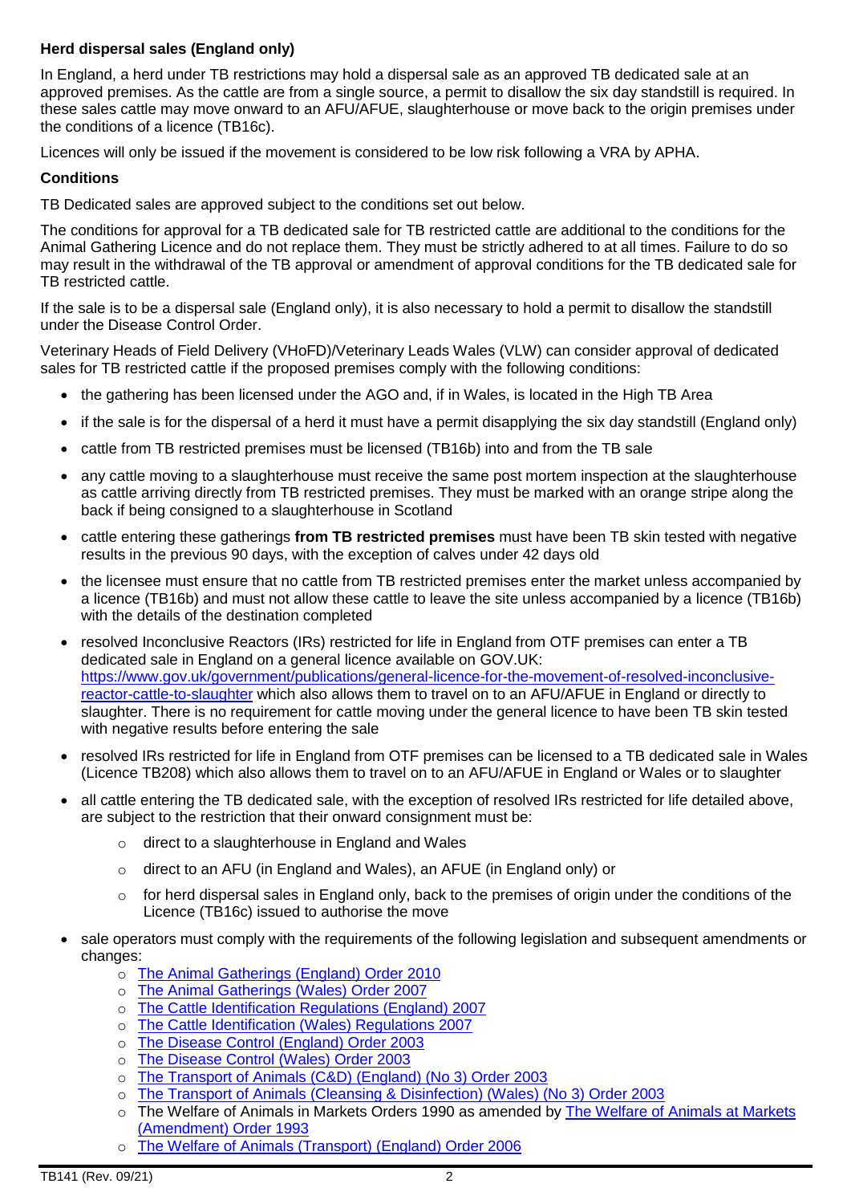**Herd dispersal sales (England only)**

In England, a herd under TB restrictions may hold a dispersal sale as an approved TB dedicated sale at an approved premises. As the cattle are from a single source, a permit to disallow the six day standstill is required. In these sales cattle may move onward to an AFU/AFUE, slaughterhouse or move back to the origin premises under the conditions of a licence (TB16c).

Licences will only be issued if the movement is considered to be low risk following a VRA by APHA.

**Conditions**

TB Dedicated sales are approved subject to the conditions set out below.

The conditions for approval for a TB dedicated sale for TB restricted cattle are additional to the conditions for the Animal Gathering Licence and do not replace them. They must be strictly adhered to at all times. Failure to do so may result in the withdrawal of the TB approval or amendment of approval conditions for the TB dedicated sale for TB restricted cattle.

If the sale is to be a dispersal sale (England only), it is also necessary to hold a permit to disallow the standstill under the Disease Control Order.

Veterinary Heads of Field Delivery (VHoFD)/Veterinary Leads Wales (VLW) can consider approval of dedicated sales for TB restricted cattle if the proposed premises comply with the following conditions:

- the gathering has been licensed under the AGO and, if in Wales, is located in the High TB Area
- if the sale is for the dispersal of a herd it must have a permit disapplying the six day standstill (England only)
- cattle from TB restricted premises must be licensed (TB16b) into and from the TB sale
- any cattle moving to a slaughterhouse must receive the same post mortem inspection at the slaughterhouse as cattle arriving directly from TB restricted premises. They must be marked with an orange stripe along the back if being consigned to a slaughterhouse in Scotland
- cattle entering these gatherings **from TB restricted premises** must have been TB skin tested with negative results in the previous 90 days, with the exception of calves under 42 days old
- the licensee must ensure that no cattle from TB restricted premises enter the market unless accompanied by a licence (TB16b) and must not allow these cattle to leave the site unless accompanied by a licence (TB16b) with the details of the destination completed
- resolved Inconclusive Reactors (IRs) restricted for life in England from OTF premises can enter a TB dedicated sale in England on a general licence available on GOV.UK: https://www.gov.uk/government/publications/general-licence-for-the-movement-of-resolved-inconclusive-reactor-cattle-to-slaughter which also allows them to travel on to an AFU/AFUE in England or directly to slaughter. There is no requirement for cattle moving under the general licence to have been TB skin tested with negative results before entering the sale
- resolved IRs restricted for life in England from OTF premises can be licensed to a TB dedicated sale in Wales (Licence TB208) which also allows them to travel on to an AFU/AFUE in England or Wales or to slaughter
- all cattle entering the TB dedicated sale, with the exception of resolved IRs restricted for life detailed above, are subject to the restriction that their onward consignment must be:
    - direct to a slaughterhouse in England and Wales
    - direct to an AFU (in England and Wales), an AFUE (in England only) or
    - for herd dispersal sales in England only, back to the premises of origin under the conditions of the Licence (TB16c) issued to authorise the move
- sale operators must comply with the requirements of the following legislation and subsequent amendments or changes:
    - The Animal Gatherings (England) Order 2010
    - The Animal Gatherings (Wales) Order 2007
    - The Cattle Identification Regulations (England) 2007
    - The Cattle Identification (Wales) Regulations 2007
    - The Disease Control (England) Order 2003
    - The Disease Control (Wales) Order 2003
    - The Transport of Animals (C&D) (England) (No 3) Order 2003
    - The Transport of Animals (Cleansing & Disinfection) (Wales) (No 3) Order 2003
    - The Welfare of Animals in Markets Orders 1990 as amended by The Welfare of Animals at Markets (Amendment) Order 1993
    - The Welfare of Animals (Transport) (England) Order 2006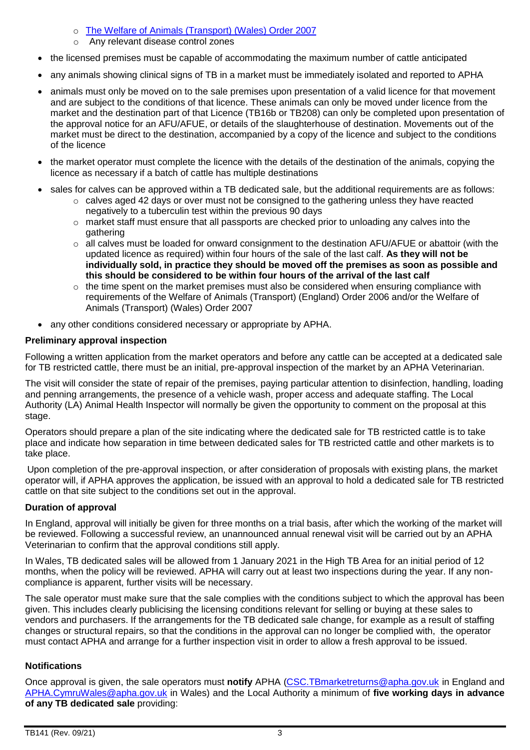- [The Welfare of Animals (Transport) (Wales) Order 2007](#)
  - Any relevant disease control zones
- the licensed premises must be capable of accommodating the maximum number of cattle anticipated
- any animals showing clinical signs of TB in a market must be immediately isolated and reported to APHA
- animals must only be moved on to the sale premises upon presentation of a valid licence for that movement and are subject to the conditions of that licence. These animals can only be moved under licence from the market and the destination part of that Licence (TB16b or TB208) can only be completed upon presentation of the approval notice for an AFU/AFUE, or details of the slaughterhouse of destination. Movements out of the market must be direct to the destination, accompanied by a copy of the licence and subject to the conditions of the licence
- the market operator must complete the licence with the details of the destination of the animals, copying the licence as necessary if a batch of cattle has multiple destinations
- sales for calves can be approved within a TB dedicated sale, but the additional requirements are as follows:
  - calves aged 42 days or over must not be consigned to the gathering unless they have reacted negatively to a tuberculin test within the previous 90 days
  - market staff must ensure that all passports are checked prior to unloading any calves into the gathering
  - all calves must be loaded for onward consignment to the destination AFU/AFUE or abattoir (with the updated licence as required) within four hours of the sale of the last calf. **As they will not be individually sold, in practice they should be moved off the premises as soon as possible and this should be considered to be within four hours of the arrival of the last calf**
  - the time spent on the market premises must also be considered when ensuring compliance with requirements of the Welfare of Animals (Transport) (England) Order 2006 and/or the Welfare of Animals (Transport) (Wales) Order 2007
- any other conditions considered necessary or appropriate by APHA.

**Preliminary approval inspection**

Following a written application from the market operators and before any cattle can be accepted at a dedicated sale for TB restricted cattle, there must be an initial, pre-approval inspection of the market by an APHA Veterinarian.

The visit will consider the state of repair of the premises, paying particular attention to disinfection, handling, loading and penning arrangements, the presence of a vehicle wash, proper access and adequate staffing. The Local Authority (LA) Animal Health Inspector will normally be given the opportunity to comment on the proposal at this stage.

Operators should prepare a plan of the site indicating where the dedicated sale for TB restricted cattle is to take place and indicate how separation in time between dedicated sales for TB restricted cattle and other markets is to take place.

Upon completion of the pre-approval inspection, or after consideration of proposals with existing plans, the market operator will, if APHA approves the application, be issued with an approval to hold a dedicated sale for TB restricted cattle on that site subject to the conditions set out in the approval.

**Duration of approval**

In England, approval will initially be given for three months on a trial basis, after which the working of the market will be reviewed. Following a successful review, an unannounced annual renewal visit will be carried out by an APHA Veterinarian to confirm that the approval conditions still apply.

In Wales, TB dedicated sales will be allowed from 1 January 2021 in the High TB Area for an initial period of 12 months, when the policy will be reviewed. APHA will carry out at least two inspections during the year. If any non-compliance is apparent, further visits will be necessary.

The sale operator must make sure that the sale complies with the conditions subject to which the approval has been given. This includes clearly publicising the licensing conditions relevant for selling or buying at these sales to vendors and purchasers. If the arrangements for the TB dedicated sale change, for example as a result of staffing changes or structural repairs, so that the conditions in the approval can no longer be complied with, the operator must contact APHA and arrange for a further inspection visit in order to allow a fresh approval to be issued.

**Notifications**

Once approval is given, the sale operators must **notify** APHA ([CSC.TBmarketreturns@apha.gov.uk](mailto:CSC.TBmarketreturns@apha.gov.uk) in England and [APHA.CymruWales@apha.gov.uk](mailto:APHA.CymruWales@apha.gov.uk) in Wales) and the Local Authority a minimum of **five working days in advance of any TB dedicated sale** providing: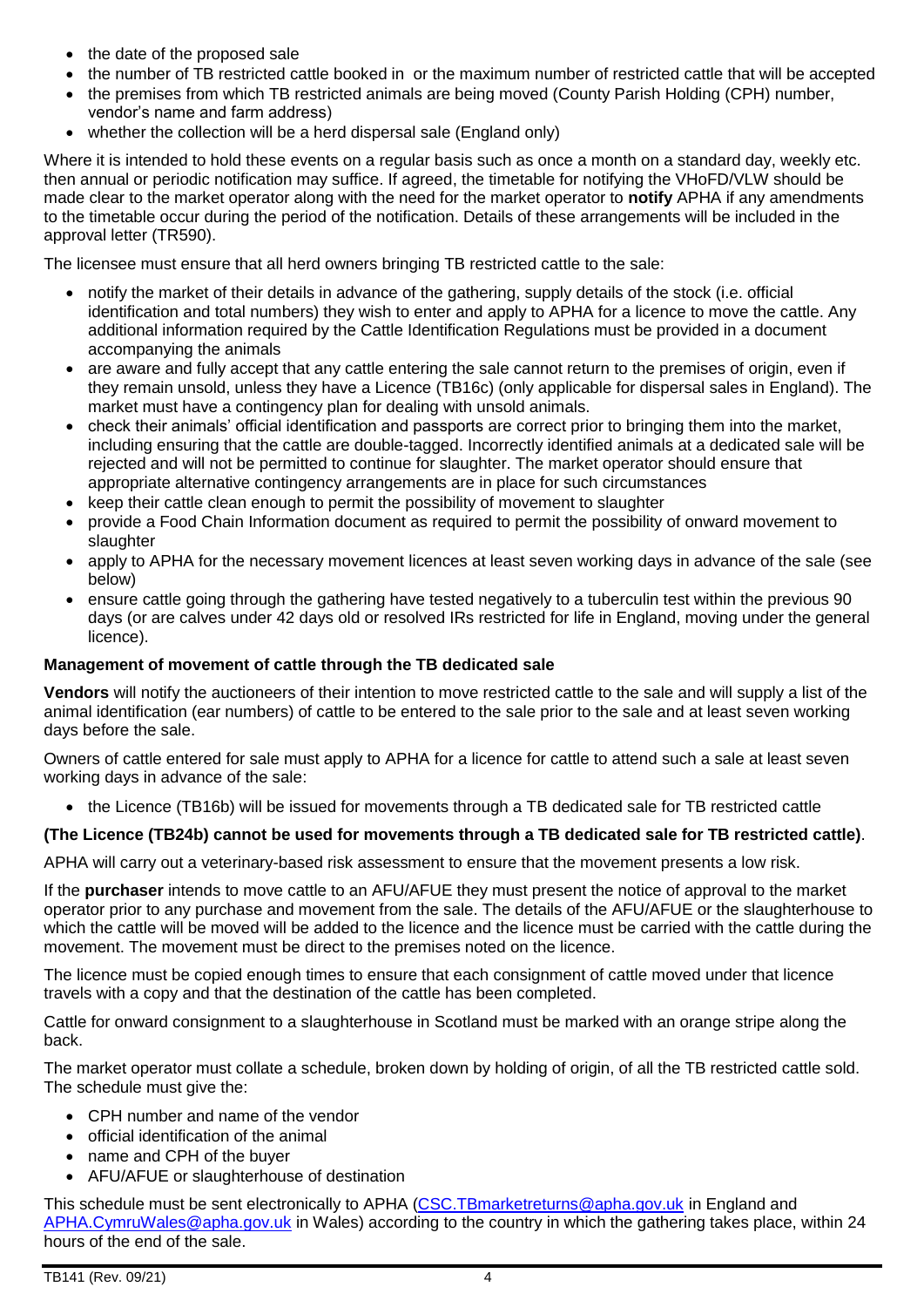- the date of the proposed sale
- the number of TB restricted cattle booked in  or the maximum number of restricted cattle that will be accepted
- the premises from which TB restricted animals are being moved (County Parish Holding (CPH) number, vendor's name and farm address)
- whether the collection will be a herd dispersal sale (England only)

Where it is intended to hold these events on a regular basis such as once a month on a standard day, weekly etc. then annual or periodic notification may suffice. If agreed, the timetable for notifying the VHoFD/VLW should be made clear to the market operator along with the need for the market operator to **notify** APHA if any amendments to the timetable occur during the period of the notification. Details of these arrangements will be included in the approval letter (TR590).

The licensee must ensure that all herd owners bringing TB restricted cattle to the sale:

- notify the market of their details in advance of the gathering, supply details of the stock (i.e. official identification and total numbers) they wish to enter and apply to APHA for a licence to move the cattle. Any additional information required by the Cattle Identification Regulations must be provided in a document accompanying the animals
- are aware and fully accept that any cattle entering the sale cannot return to the premises of origin, even if they remain unsold, unless they have a Licence (TB16c) (only applicable for dispersal sales in England). The market must have a contingency plan for dealing with unsold animals.
- check their animals' official identification and passports are correct prior to bringing them into the market, including ensuring that the cattle are double-tagged. Incorrectly identified animals at a dedicated sale will be rejected and will not be permitted to continue for slaughter. The market operator should ensure that appropriate alternative contingency arrangements are in place for such circumstances
- keep their cattle clean enough to permit the possibility of movement to slaughter
- provide a Food Chain Information document as required to permit the possibility of onward movement to slaughter
- apply to APHA for the necessary movement licences at least seven working days in advance of the sale (see below)
- ensure cattle going through the gathering have tested negatively to a tuberculin test within the previous 90 days (or are calves under 42 days old or resolved IRs restricted for life in England, moving under the general licence).

**Management of movement of cattle through the TB dedicated sale**

**Vendors** will notify the auctioneers of their intention to move restricted cattle to the sale and will supply a list of the animal identification (ear numbers) of cattle to be entered to the sale prior to the sale and at least seven working days before the sale.

Owners of cattle entered for sale must apply to APHA for a licence for cattle to attend such a sale at least seven working days in advance of the sale:

- the Licence (TB16b) will be issued for movements through a TB dedicated sale for TB restricted cattle

**(The Licence (TB24b) cannot be used for movements through a TB dedicated sale for TB restricted cattle)**.

APHA will carry out a veterinary-based risk assessment to ensure that the movement presents a low risk.

If the **purchaser** intends to move cattle to an AFU/AFUE they must present the notice of approval to the market operator prior to any purchase and movement from the sale. The details of the AFU/AFUE or the slaughterhouse to which the cattle will be moved will be added to the licence and the licence must be carried with the cattle during the movement. The movement must be direct to the premises noted on the licence.

The licence must be copied enough times to ensure that each consignment of cattle moved under that licence travels with a copy and that the destination of the cattle has been completed.

Cattle for onward consignment to a slaughterhouse in Scotland must be marked with an orange stripe along the back.

The market operator must collate a schedule, broken down by holding of origin, of all the TB restricted cattle sold. The schedule must give the:

- CPH number and name of the vendor
- official identification of the animal
- name and CPH of the buyer
- AFU/AFUE or slaughterhouse of destination

This schedule must be sent electronically to APHA (CSC.TBmarketreturns@apha.gov.uk in England and APHA.CymruWales@apha.gov.uk in Wales) according to the country in which the gathering takes place, within 24 hours of the end of the sale.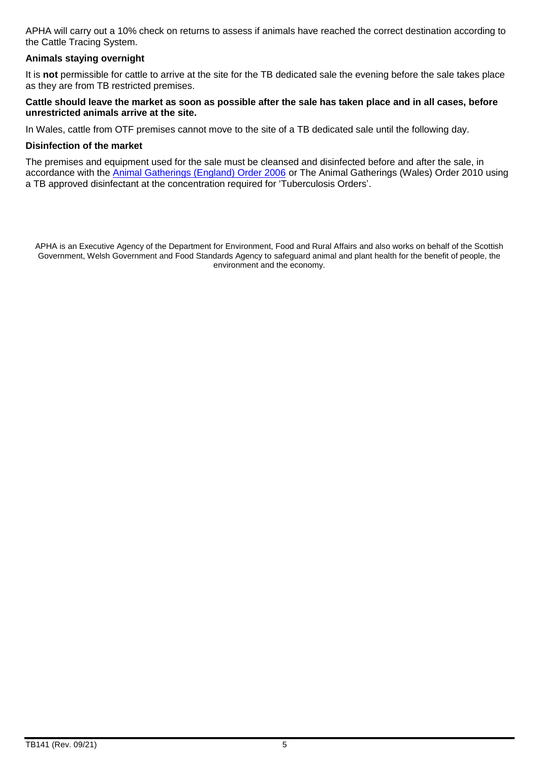APHA will carry out a 10% check on returns to assess if animals have reached the correct destination according to the Cattle Tracing System.

### Animals staying overnight

It is **not** permissible for cattle to arrive at the site for the TB dedicated sale the evening before the sale takes place as they are from TB restricted premises.

**Cattle should leave the market as soon as possible after the sale has taken place and in all cases, before unrestricted animals arrive at the site.**

In Wales, cattle from OTF premises cannot move to the site of a TB dedicated sale until the following day.

### Disinfection of the market

The premises and equipment used for the sale must be cleansed and disinfected before and after the sale, in accordance with the Animal Gatherings (England) Order 2006 or The Animal Gatherings (Wales) Order 2010 using a TB approved disinfectant at the concentration required for 'Tuberculosis Orders'.

APHA is an Executive Agency of the Department for Environment, Food and Rural Affairs and also works on behalf of the Scottish Government, Welsh Government and Food Standards Agency to safeguard animal and plant health for the benefit of people, the environment and the economy.